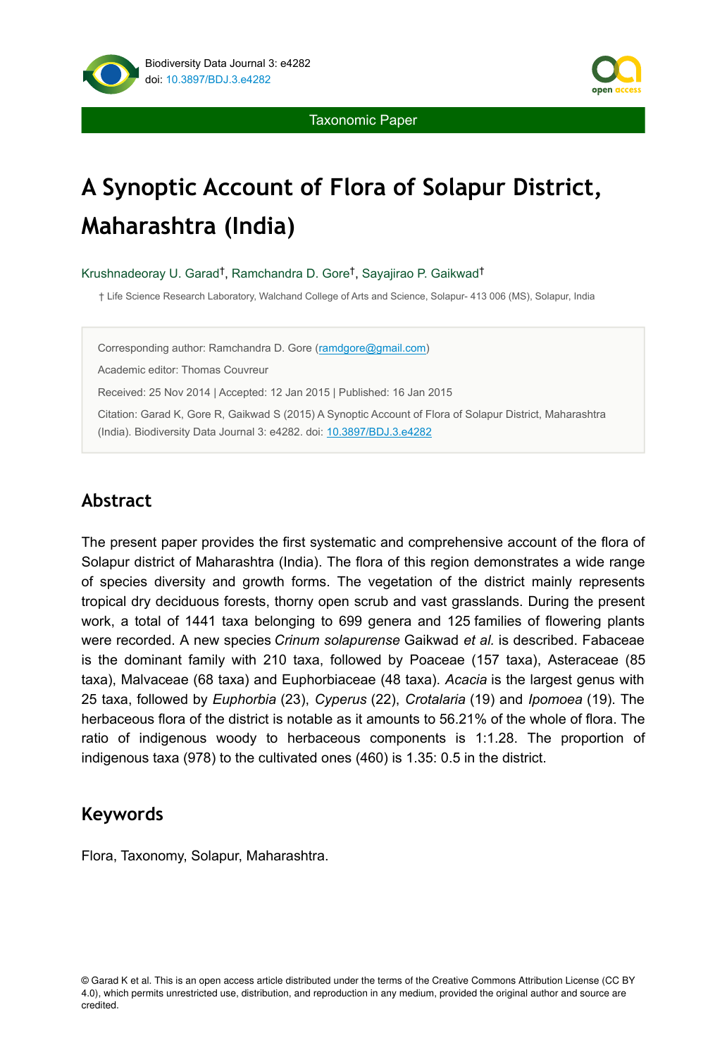Taxonomic Paper

# A Synoptic Account of Flora of Solapur District, Maharashtra (India)

Krushnadeoray U. Garad[†], Ramchandra D. Gore[†], Sayajirao P. Gaikwad[†]

† Life Science Research Laboratory, Walchand College of Arts and Science, Solapur- 413 006 (MS), Solapur, India

Corresponding author: Ramchandra D. Gore (ramdgore@gmail.com)

Academic editor: Thomas Couvreur

Received: 25 Nov 2014 | Accepted: 12 Jan 2015 | Published: 16 Jan 2015

Citation: Garad K, Gore R, Gaikwad S (2015) A Synoptic Account of Flora of Solapur District, Maharashtra (India). Biodiversity Data Journal 3: e4282. doi: 10.3897/BDJ.3.e4282

## Abstract

The present paper provides the first systematic and comprehensive account of the flora of Solapur district of Maharashtra (India). The flora of this region demonstrates a wide range of species diversity and growth forms. The vegetation of the district mainly represents tropical dry deciduous forests, thorny open scrub and vast grasslands. During the present work, a total of 1441 taxa belonging to 699 genera and 125 families of flowering plants were recorded. A new species *Crinum solapurense* Gaikwad *et al.* is described. Fabaceae is the dominant family with 210 taxa, followed by Poaceae (157 taxa), Asteraceae (85 taxa), Malvaceae (68 taxa) and Euphorbiaceae (48 taxa). *Acacia* is the largest genus with 25 taxa, followed by *Euphorbia* (23), *Cyperus* (22), *Crotalaria* (19) and *Ipomoea* (19). The herbaceous flora of the district is notable as it amounts to 56.21% of the whole of flora. The ratio of indigenous woody to herbaceous components is 1:1.28. The proportion of indigenous taxa (978) to the cultivated ones (460) is 1.35: 0.5 in the district.

## Keywords

Flora, Taxonomy, Solapur, Maharashtra.

© Garad K et al. This is an open access article distributed under the terms of the Creative Commons Attribution License (CC BY 4.0), which permits unrestricted use, distribution, and reproduction in any medium, provided the original author and source are credited.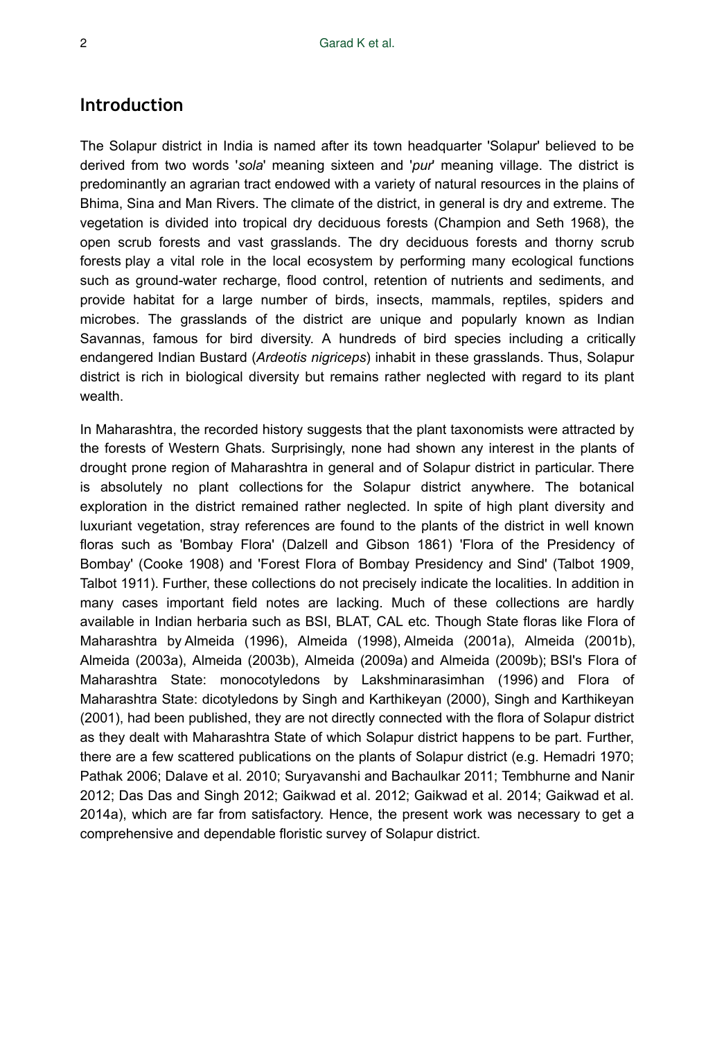## Introduction

The Solapur district in India is named after its town headquarter 'Solapur' believed to be derived from two words '*sola*' meaning sixteen and '*pur*' meaning village. The district is predominantly an agrarian tract endowed with a variety of natural resources in the plains of Bhima, Sina and Man Rivers. The climate of the district, in general is dry and extreme. The vegetation is divided into tropical dry deciduous forests (Champion and Seth 1968), the open scrub forests and vast grasslands. The dry deciduous forests and thorny scrub forests play a vital role in the local ecosystem by performing many ecological functions such as ground-water recharge, flood control, retention of nutrients and sediments, and provide habitat for a large number of birds, insects, mammals, reptiles, spiders and microbes. The grasslands of the district are unique and popularly known as Indian Savannas, famous for bird diversity. A hundreds of bird species including a critically endangered Indian Bustard (*Ardeotis nigriceps*) inhabit in these grasslands. Thus, Solapur district is rich in biological diversity but remains rather neglected with regard to its plant wealth.

In Maharashtra, the recorded history suggests that the plant taxonomists were attracted by the forests of Western Ghats. Surprisingly, none had shown any interest in the plants of drought prone region of Maharashtra in general and of Solapur district in particular. There is absolutely no plant collections for the Solapur district anywhere. The botanical exploration in the district remained rather neglected. In spite of high plant diversity and luxuriant vegetation, stray references are found to the plants of the district in well known floras such as 'Bombay Flora' (Dalzell and Gibson 1861) 'Flora of the Presidency of Bombay' (Cooke 1908) and 'Forest Flora of Bombay Presidency and Sind' (Talbot 1909, Talbot 1911). Further, these collections do not precisely indicate the localities. In addition in many cases important field notes are lacking. Much of these collections are hardly available in Indian herbaria such as BSI, BLAT, CAL etc. Though State floras like Flora of Maharashtra by Almeida (1996), Almeida (1998), Almeida (2001a), Almeida (2001b), Almeida (2003a), Almeida (2003b), Almeida (2009a) and Almeida (2009b); BSI's Flora of Maharashtra State: monocotyledons by Lakshminarasimhan (1996) and Flora of Maharashtra State: dicotyledons by Singh and Karthikeyan (2000), Singh and Karthikeyan (2001), had been published, they are not directly connected with the flora of Solapur district as they dealt with Maharashtra State of which Solapur district happens to be part. Further, there are a few scattered publications on the plants of Solapur district (e.g. Hemadri 1970; Pathak 2006; Dalave et al. 2010; Suryavanshi and Bachaulkar 2011; Tembhurne and Nanir 2012; Das Das and Singh 2012; Gaikwad et al. 2012; Gaikwad et al. 2014; Gaikwad et al. 2014a), which are far from satisfactory. Hence, the present work was necessary to get a comprehensive and dependable floristic survey of Solapur district.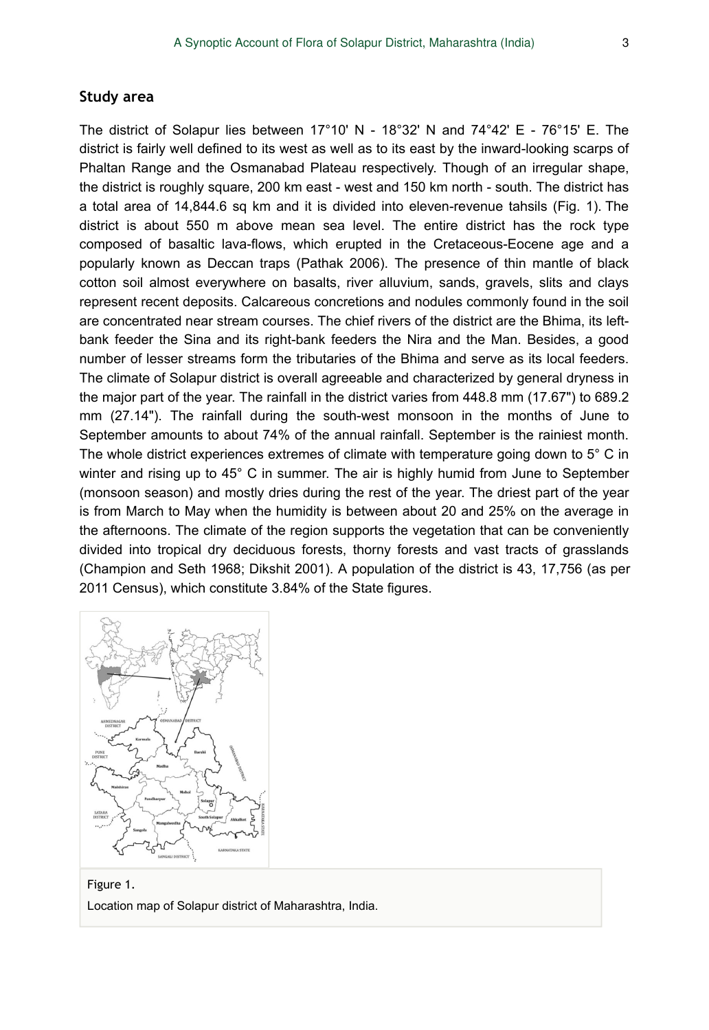## Study area

The district of Solapur lies between 17°10' N - 18°32' N and 74°42' E - 76°15' E. The district is fairly well defined to its west as well as to its east by the inward-looking scarps of Phaltan Range and the Osmanabad Plateau respectively. Though of an irregular shape, the district is roughly square, 200 km east - west and 150 km north - south. The district has a total area of 14,844.6 sq km and it is divided into eleven-revenue tahsils (Fig. 1). The district is about 550 m above mean sea level. The entire district has the rock type composed of basaltic lava-flows, which erupted in the Cretaceous-Eocene age and a popularly known as Deccan traps (Pathak 2006). The presence of thin mantle of black cotton soil almost everywhere on basalts, river alluvium, sands, gravels, slits and clays represent recent deposits. Calcareous concretions and nodules commonly found in the soil are concentrated near stream courses. The chief rivers of the district are the Bhima, its left-bank feeder the Sina and its right-bank feeders the Nira and the Man. Besides, a good number of lesser streams form the tributaries of the Bhima and serve as its local feeders. The climate of Solapur district is overall agreeable and characterized by general dryness in the major part of the year. The rainfall in the district varies from 448.8 mm (17.67") to 689.2 mm (27.14"). The rainfall during the south-west monsoon in the months of June to September amounts to about 74% of the annual rainfall. September is the rainiest month. The whole district experiences extremes of climate with temperature going down to 5° C in winter and rising up to 45° C in summer. The air is highly humid from June to September (monsoon season) and mostly dries during the rest of the year. The driest part of the year is from March to May when the humidity is between about 20 and 25% on the average in the afternoons. The climate of the region supports the vegetation that can be conveniently divided into tropical dry deciduous forests, thorny forests and vast tracts of grasslands (Champion and Seth 1968; Dikshit 2001). A population of the district is 43, 17,756 (as per 2011 Census), which constitute 3.84% of the State figures.

Figure 1.

Location map of Solapur district of Maharashtra, India.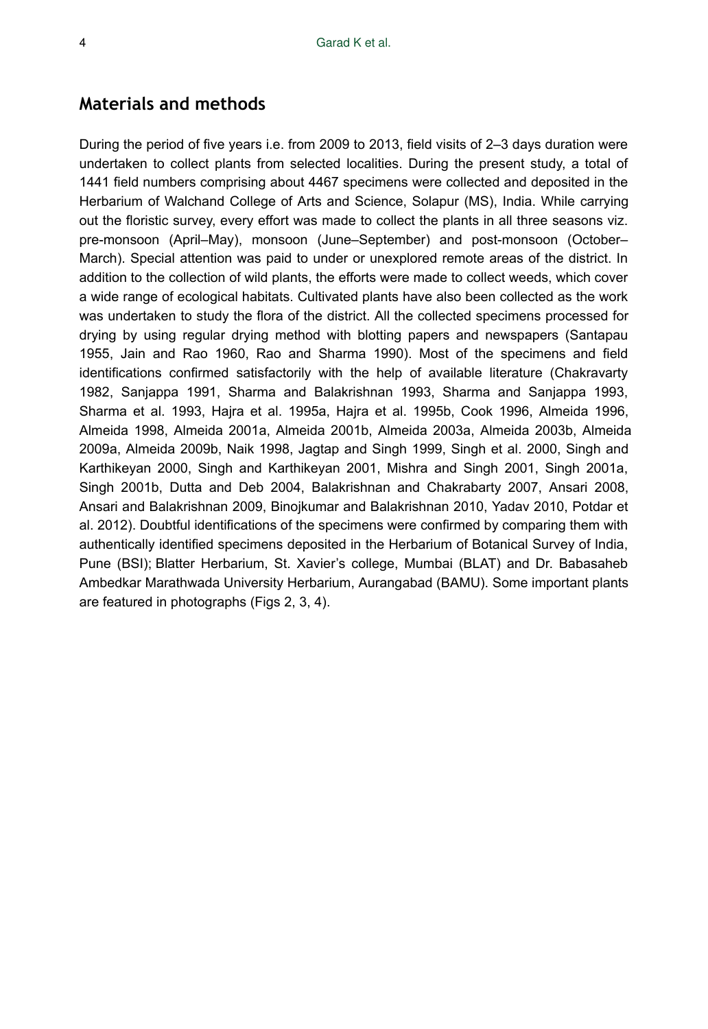## Materials and methods

During the period of five years i.e. from 2009 to 2013, field visits of 2–3 days duration were undertaken to collect plants from selected localities. During the present study, a total of 1441 field numbers comprising about 4467 specimens were collected and deposited in the Herbarium of Walchand College of Arts and Science, Solapur (MS), India. While carrying out the floristic survey, every effort was made to collect the plants in all three seasons viz. pre-monsoon (April–May), monsoon (June–September) and post-monsoon (October–March). Special attention was paid to under or unexplored remote areas of the district. In addition to the collection of wild plants, the efforts were made to collect weeds, which cover a wide range of ecological habitats. Cultivated plants have also been collected as the work was undertaken to study the flora of the district. All the collected specimens processed for drying by using regular drying method with blotting papers and newspapers (Santapau 1955, Jain and Rao 1960, Rao and Sharma 1990). Most of the specimens and field identifications confirmed satisfactorily with the help of available literature (Chakravarty 1982, Sanjappa 1991, Sharma and Balakrishnan 1993, Sharma and Sanjappa 1993, Sharma et al. 1993, Hajra et al. 1995a, Hajra et al. 1995b, Cook 1996, Almeida 1996, Almeida 1998, Almeida 2001a, Almeida 2001b, Almeida 2003a, Almeida 2003b, Almeida 2009a, Almeida 2009b, Naik 1998, Jagtap and Singh 1999, Singh et al. 2000, Singh and Karthikeyan 2000, Singh and Karthikeyan 2001, Mishra and Singh 2001, Singh 2001a, Singh 2001b, Dutta and Deb 2004, Balakrishnan and Chakrabarty 2007, Ansari 2008, Ansari and Balakrishnan 2009, Binojkumar and Balakrishnan 2010, Yadav 2010, Potdar et al. 2012). Doubtful identifications of the specimens were confirmed by comparing them with authentically identified specimens deposited in the Herbarium of Botanical Survey of India, Pune (BSI); Blatter Herbarium, St. Xavier's college, Mumbai (BLAT) and Dr. Babasaheb Ambedkar Marathwada University Herbarium, Aurangabad (BAMU). Some important plants are featured in photographs (Figs 2, 3, 4).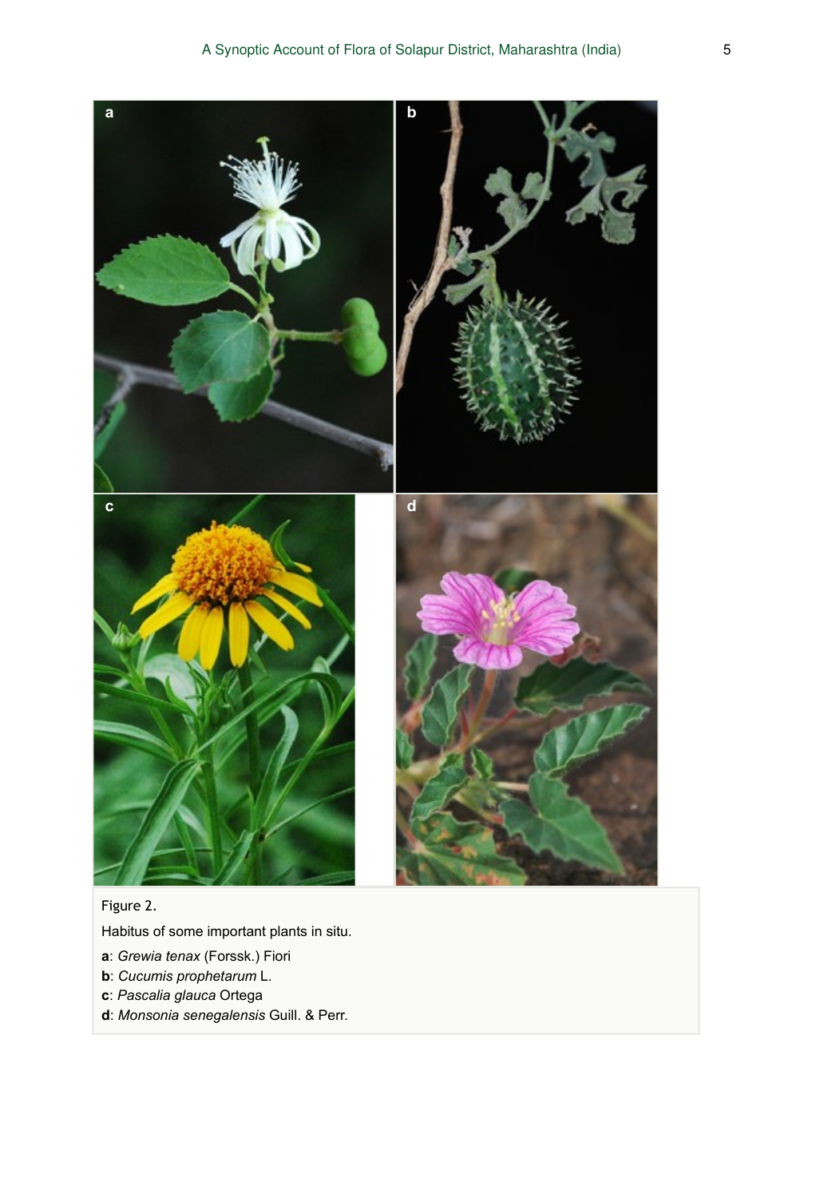Figure 2.

Habitus of some important plants in situ.

**a**: *Grewia tenax* (Forssk.) Fiori

**b**: *Cucumis prophetarum* L.

**c**: *Pascalia glauca* Ortega

**d**: *Monsonia senegalensis* Guill. & Perr.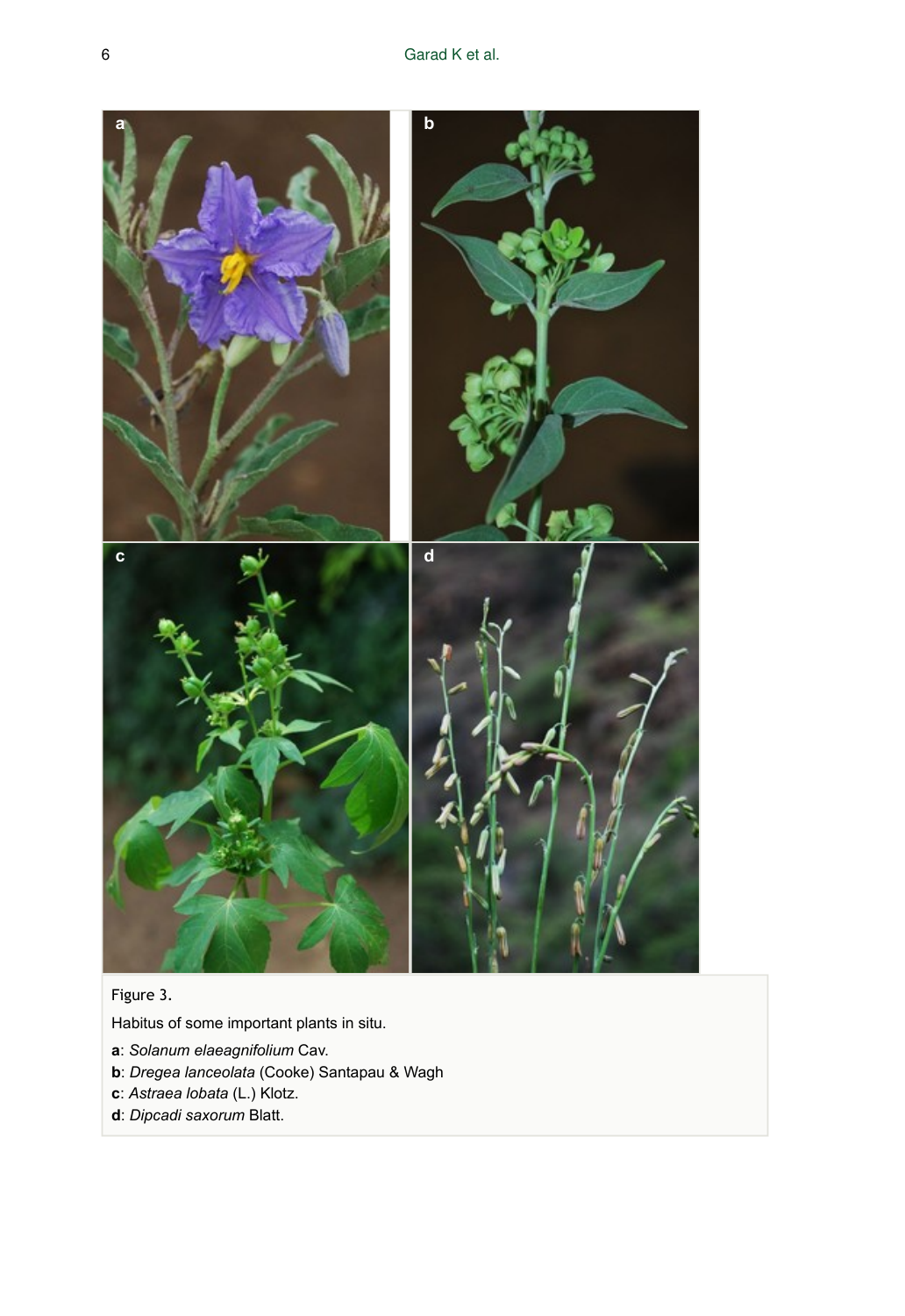Figure 3.

Habitus of some important plants in situ.

**a**: *Solanum elaeagnifolium* Cav.

**b**: *Dregea lanceolata* (Cooke) Santapau & Wagh

**c**: *Astraea lobata* (L.) Klotz.

**d**: *Dipcadi saxorum* Blatt.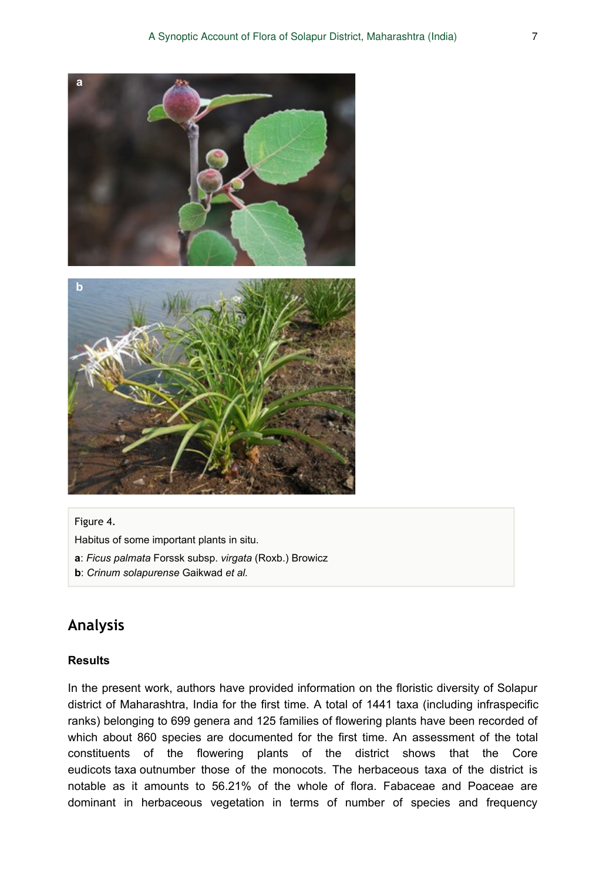Figure 4.

Habitus of some important plants in situ.

**a**: *Ficus palmata* Forssk subsp. *virgata* (Roxb.) Browicz

**b**: *Crinum solapurense* Gaikwad *et al.*

## Analysis

### Results

In the present work, authors have provided information on the floristic diversity of Solapur district of Maharashtra, India for the first time. A total of 1441 taxa (including infraspecific ranks) belonging to 699 genera and 125 families of flowering plants have been recorded of which about 860 species are documented for the first time. An assessment of the total constituents of the flowering plants of the district shows that the Core eudicots taxa outnumber those of the monocots. The herbaceous taxa of the district is notable as it amounts to 56.21% of the whole of flora. Fabaceae and Poaceae are dominant in herbaceous vegetation in terms of number of species and frequency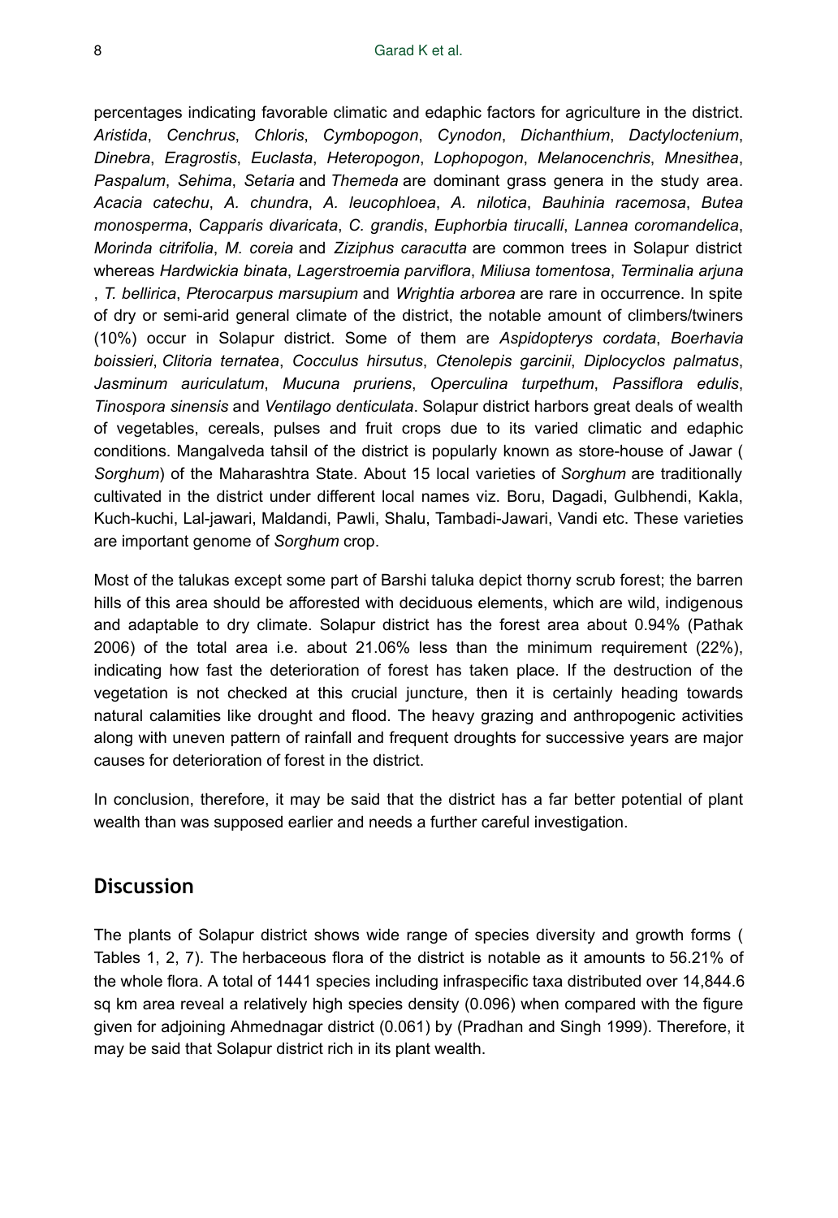percentages indicating favorable climatic and edaphic factors for agriculture in the district. *Aristida*, *Cenchrus*, *Chloris*, *Cymbopogon*, *Cynodon*, *Dichanthium*, *Dactyloctenium*, *Dinebra*, *Eragrostis*, *Euclasta*, *Heteropogon*, *Lophopogon*, *Melanocenchris*, *Mnesithea*, *Paspalum*, *Sehima*, *Setaria* and *Themeda* are dominant grass genera in the study area. *Acacia catechu*, *A. chundra*, *A. leucophloea*, *A. nilotica*, *Bauhinia racemosa*, *Butea monosperma*, *Capparis divaricata*, *C. grandis*, *Euphorbia tirucalli*, *Lannea coromandelica*, *Morinda citrifolia*, *M. coreia* and *Ziziphus caracutta* are common trees in Solapur district whereas *Hardwickia binata*, *Lagerstroemia parviflora*, *Miliusa tomentosa*, *Terminalia arjuna* , *T. bellirica*, *Pterocarpus marsupium* and *Wrightia arborea* are rare in occurrence. In spite of dry or semi-arid general climate of the district, the notable amount of climbers/twiners (10%) occur in Solapur district. Some of them are *Aspidopterys cordata*, *Boerhavia boissieri*, *Clitoria ternatea*, *Cocculus hirsutus*, *Ctenolepis garcinii*, *Diplocyclos palmatus*, *Jasminum auriculatum*, *Mucuna pruriens*, *Operculina turpethum*, *Passiflora edulis*, *Tinospora sinensis* and *Ventilago denticulata*. Solapur district harbors great deals of wealth of vegetables, cereals, pulses and fruit crops due to its varied climatic and edaphic conditions. Mangalveda tahsil of the district is popularly known as store-house of Jawar ( *Sorghum*) of the Maharashtra State. About 15 local varieties of *Sorghum* are traditionally cultivated in the district under different local names viz. Boru, Dagadi, Gulbhendi, Kakla, Kuch-kuchi, Lal-jawari, Maldandi, Pawli, Shalu, Tambadi-Jawari, Vandi etc. These varieties are important genome of *Sorghum* crop.

Most of the talukas except some part of Barshi taluka depict thorny scrub forest; the barren hills of this area should be afforested with deciduous elements, which are wild, indigenous and adaptable to dry climate. Solapur district has the forest area about 0.94% (Pathak 2006) of the total area i.e. about 21.06% less than the minimum requirement (22%), indicating how fast the deterioration of forest has taken place. If the destruction of the vegetation is not checked at this crucial juncture, then it is certainly heading towards natural calamities like drought and flood. The heavy grazing and anthropogenic activities along with uneven pattern of rainfall and frequent droughts for successive years are major causes for deterioration of forest in the district.

In conclusion, therefore, it may be said that the district has a far better potential of plant wealth than was supposed earlier and needs a further careful investigation.

## Discussion

The plants of Solapur district shows wide range of species diversity and growth forms ( Tables 1, 2, 7). The herbaceous flora of the district is notable as it amounts to 56.21% of the whole flora. A total of 1441 species including infraspecific taxa distributed over 14,844.6 sq km area reveal a relatively high species density (0.096) when compared with the figure given for adjoining Ahmednagar district (0.061) by (Pradhan and Singh 1999). Therefore, it may be said that Solapur district rich in its plant wealth.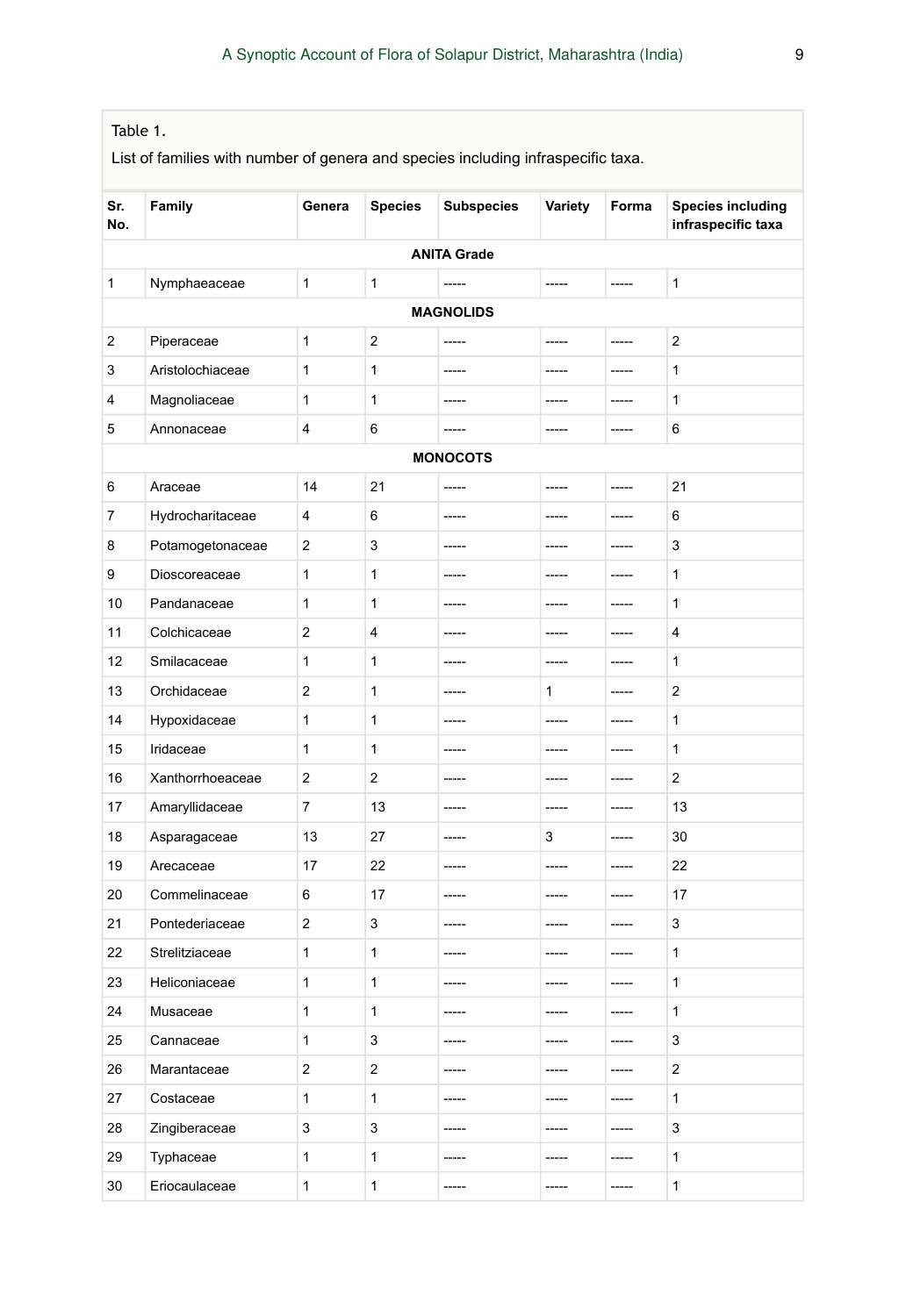Table 1.

List of families with number of genera and species including infraspecific taxa.

| Sr. No. | Family | Genera | Species | Subspecies | Variety | Forma | Species including infraspecific taxa |
|---|---|---|---|---|---|---|---|
| | | | **ANITA Grade** | | | | |
| 1 | Nymphaeaceae | 1 | 1 | ----- | ----- | ----- | 1 |
| | | | **MAGNOLIDS** | | | | |
| 2 | Piperaceae | 1 | 2 | ----- | ----- | ----- | 2 |
| 3 | Aristolochiaceae | 1 | 1 | ----- | ----- | ----- | 1 |
| 4 | Magnoliaceae | 1 | 1 | ----- | ----- | ----- | 1 |
| 5 | Annonaceae | 4 | 6 | ----- | ----- | ----- | 6 |
| | | | **MONOCOTS** | | | | |
| 6 | Araceae | 14 | 21 | ----- | ----- | ----- | 21 |
| 7 | Hydrocharitaceae | 4 | 6 | ----- | ----- | ----- | 6 |
| 8 | Potamogetonaceae | 2 | 3 | ----- | ----- | ----- | 3 |
| 9 | Dioscoreaceae | 1 | 1 | ----- | ----- | ----- | 1 |
| 10 | Pandanaceae | 1 | 1 | ----- | ----- | ----- | 1 |
| 11 | Colchicaceae | 2 | 4 | ----- | ----- | ----- | 4 |
| 12 | Smilacaceae | 1 | 1 | ----- | ----- | ----- | 1 |
| 13 | Orchidaceae | 2 | 1 | ----- | 1 | ----- | 2 |
| 14 | Hypoxidaceae | 1 | 1 | ----- | ----- | ----- | 1 |
| 15 | Iridaceae | 1 | 1 | ----- | ----- | ----- | 1 |
| 16 | Xanthorrhoeaceae | 2 | 2 | ----- | ----- | ----- | 2 |
| 17 | Amaryllidaceae | 7 | 13 | ----- | ----- | ----- | 13 |
| 18 | Asparagaceae | 13 | 27 | ----- | 3 | ----- | 30 |
| 19 | Arecaceae | 17 | 22 | ----- | ----- | ----- | 22 |
| 20 | Commelinaceae | 6 | 17 | ----- | ----- | ----- | 17 |
| 21 | Pontederiaceae | 2 | 3 | ----- | ----- | ----- | 3 |
| 22 | Strelitziaceae | 1 | 1 | ----- | ----- | ----- | 1 |
| 23 | Heliconiaceae | 1 | 1 | ----- | ----- | ----- | 1 |
| 24 | Musaceae | 1 | 1 | ----- | ----- | ----- | 1 |
| 25 | Cannaceae | 1 | 3 | ----- | ----- | ----- | 3 |
| 26 | Marantaceae | 2 | 2 | ----- | ----- | ----- | 2 |
| 27 | Costaceae | 1 | 1 | ----- | ----- | ----- | 1 |
| 28 | Zingiberaceae | 3 | 3 | ----- | ----- | ----- | 3 |
| 29 | Typhaceae | 1 | 1 | ----- | ----- | ----- | 1 |
| 30 | Eriocaulaceae | 1 | 1 | ----- | ----- | ----- | 1 |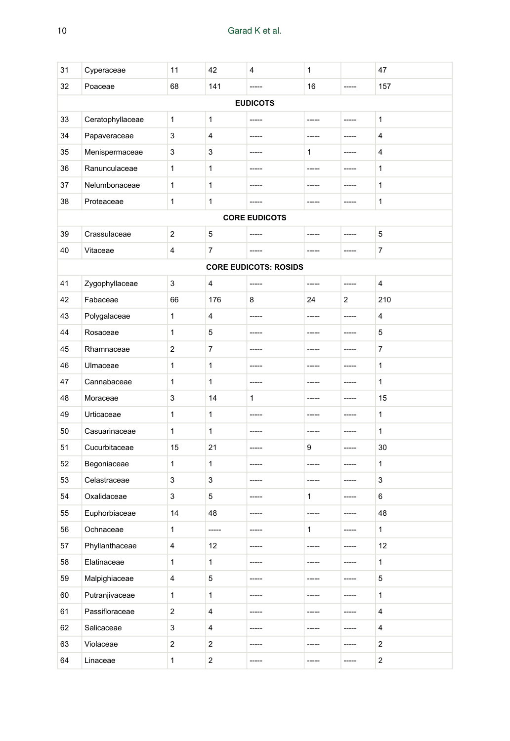| | | | | | | | |
|---|---|---|---|---|---|---|---|
| 31 | Cyperaceae | 11 | 42 | 4 | 1 | | 47 |
| 32 | Poaceae | 68 | 141 | ----- | 16 | ----- | 157 |
| **EUDICOTS** | | | | | | | |
| 33 | Ceratophyllaceae | 1 | 1 | ----- | ----- | ----- | 1 |
| 34 | Papaveraceae | 3 | 4 | ----- | ----- | ----- | 4 |
| 35 | Menispermaceae | 3 | 3 | ----- | 1 | ----- | 4 |
| 36 | Ranunculaceae | 1 | 1 | ----- | ----- | ----- | 1 |
| 37 | Nelumbonaceae | 1 | 1 | ----- | ----- | ----- | 1 |
| 38 | Proteaceae | 1 | 1 | ----- | ----- | ----- | 1 |
| **CORE EUDICOTS** | | | | | | | |
| 39 | Crassulaceae | 2 | 5 | ----- | ----- | ----- | 5 |
| 40 | Vitaceae | 4 | 7 | ----- | ----- | ----- | 7 |
| **CORE EUDICOTS: ROSIDS** | | | | | | | |
| 41 | Zygophyllaceae | 3 | 4 | ----- | ----- | ----- | 4 |
| 42 | Fabaceae | 66 | 176 | 8 | 24 | 2 | 210 |
| 43 | Polygalaceae | 1 | 4 | ----- | ----- | ----- | 4 |
| 44 | Rosaceae | 1 | 5 | ----- | ----- | ----- | 5 |
| 45 | Rhamnaceae | 2 | 7 | ----- | ----- | ----- | 7 |
| 46 | Ulmaceae | 1 | 1 | ----- | ----- | ----- | 1 |
| 47 | Cannabaceae | 1 | 1 | ----- | ----- | ----- | 1 |
| 48 | Moraceae | 3 | 14 | 1 | ----- | ----- | 15 |
| 49 | Urticaceae | 1 | 1 | ----- | ----- | ----- | 1 |
| 50 | Casuarinaceae | 1 | 1 | ----- | ----- | ----- | 1 |
| 51 | Cucurbitaceae | 15 | 21 | ----- | 9 | ----- | 30 |
| 52 | Begoniaceae | 1 | 1 | ----- | ----- | ----- | 1 |
| 53 | Celastraceae | 3 | 3 | ----- | ----- | ----- | 3 |
| 54 | Oxalidaceae | 3 | 5 | ----- | 1 | ----- | 6 |
| 55 | Euphorbiaceae | 14 | 48 | ----- | ----- | ----- | 48 |
| 56 | Ochnaceae | 1 | ----- | ----- | 1 | ----- | 1 |
| 57 | Phyllanthaceae | 4 | 12 | ----- | ----- | ----- | 12 |
| 58 | Elatinaceae | 1 | 1 | ----- | ----- | ----- | 1 |
| 59 | Malpighiaceae | 4 | 5 | ----- | ----- | ----- | 5 |
| 60 | Putranjivaceae | 1 | 1 | ----- | ----- | ----- | 1 |
| 61 | Passifloraceae | 2 | 4 | ----- | ----- | ----- | 4 |
| 62 | Salicaceae | 3 | 4 | ----- | ----- | ----- | 4 |
| 63 | Violaceae | 2 | 2 | ----- | ----- | ----- | 2 |
| 64 | Linaceae | 1 | 2 | ----- | ----- | ----- | 2 |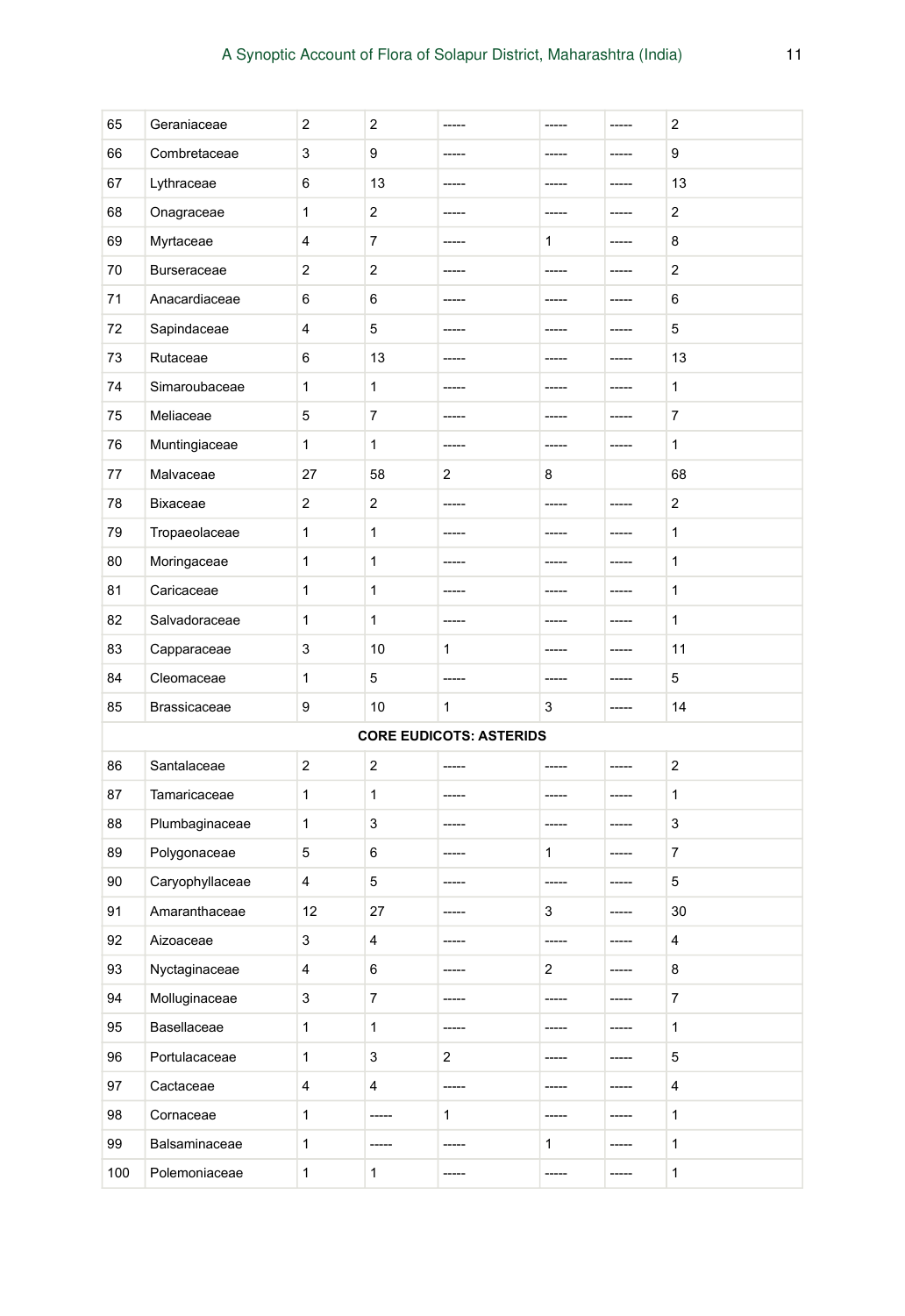| 65 | Geraniaceae | 2 | 2 | ----- | ----- | ----- | 2 |
|---|---|---|---|---|---|---|---|
| 66 | Combretaceae | 3 | 9 | ----- | ----- | ----- | 9 |
| 67 | Lythraceae | 6 | 13 | ----- | ----- | ----- | 13 |
| 68 | Onagraceae | 1 | 2 | ----- | ----- | ----- | 2 |
| 69 | Myrtaceae | 4 | 7 | ----- | 1 | ----- | 8 |
| 70 | Burseraceae | 2 | 2 | ----- | ----- | ----- | 2 |
| 71 | Anacardiaceae | 6 | 6 | ----- | ----- | ----- | 6 |
| 72 | Sapindaceae | 4 | 5 | ----- | ----- | ----- | 5 |
| 73 | Rutaceae | 6 | 13 | ----- | ----- | ----- | 13 |
| 74 | Simaroubaceae | 1 | 1 | ----- | ----- | ----- | 1 |
| 75 | Meliaceae | 5 | 7 | ----- | ----- | ----- | 7 |
| 76 | Muntingiaceae | 1 | 1 | ----- | ----- | ----- | 1 |
| 77 | Malvaceae | 27 | 58 | 2 | 8 | | 68 |
| 78 | Bixaceae | 2 | 2 | ----- | ----- | ----- | 2 |
| 79 | Tropaeolaceae | 1 | 1 | ----- | ----- | ----- | 1 |
| 80 | Moringaceae | 1 | 1 | ----- | ----- | ----- | 1 |
| 81 | Caricaceae | 1 | 1 | ----- | ----- | ----- | 1 |
| 82 | Salvadoraceae | 1 | 1 | ----- | ----- | ----- | 1 |
| 83 | Capparaceae | 3 | 10 | 1 | ----- | ----- | 11 |
| 84 | Cleomaceae | 1 | 5 | ----- | ----- | ----- | 5 |
| 85 | Brassicaceae | 9 | 10 | 1 | 3 | ----- | 14 |
| | | | **CORE EUDICOTS: ASTERIDS** | | | | |
| 86 | Santalaceae | 2 | 2 | ----- | ----- | ----- | 2 |
| 87 | Tamaricaceae | 1 | 1 | ----- | ----- | ----- | 1 |
| 88 | Plumbaginaceae | 1 | 3 | ----- | ----- | ----- | 3 |
| 89 | Polygonaceae | 5 | 6 | ----- | 1 | ----- | 7 |
| 90 | Caryophyllaceae | 4 | 5 | ----- | ----- | ----- | 5 |
| 91 | Amaranthaceae | 12 | 27 | ----- | 3 | ----- | 30 |
| 92 | Aizoaceae | 3 | 4 | ----- | ----- | ----- | 4 |
| 93 | Nyctaginaceae | 4 | 6 | ----- | 2 | ----- | 8 |
| 94 | Molluginaceae | 3 | 7 | ----- | ----- | ----- | 7 |
| 95 | Basellaceae | 1 | 1 | ----- | ----- | ----- | 1 |
| 96 | Portulacaceae | 1 | 3 | 2 | ----- | ----- | 5 |
| 97 | Cactaceae | 4 | 4 | ----- | ----- | ----- | 4 |
| 98 | Cornaceae | 1 | ----- | 1 | ----- | ----- | 1 |
| 99 | Balsaminaceae | 1 | ----- | ----- | 1 | ----- | 1 |
| 100 | Polemoniaceae | 1 | 1 | ----- | ----- | ----- | 1 |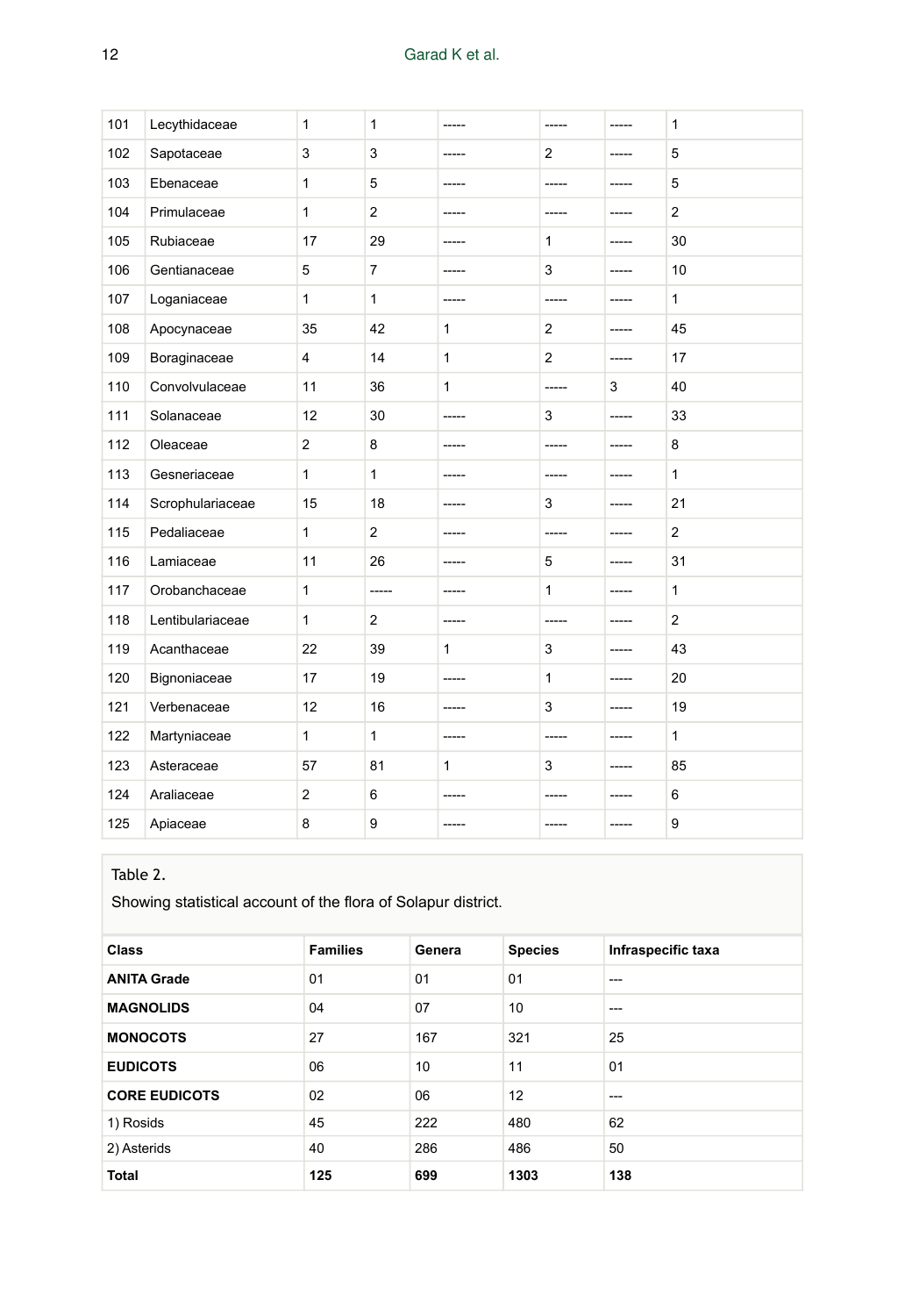| 101 | Lecythidaceae | 1 | 1 | ----- | ----- | ----- | 1 |
|---|---|---|---|---|---|---|---|
| 102 | Sapotaceae | 3 | 3 | ----- | 2 | ----- | 5 |
| 103 | Ebenaceae | 1 | 5 | ----- | ----- | ----- | 5 |
| 104 | Primulaceae | 1 | 2 | ----- | ----- | ----- | 2 |
| 105 | Rubiaceae | 17 | 29 | ----- | 1 | ----- | 30 |
| 106 | Gentianaceae | 5 | 7 | ----- | 3 | ----- | 10 |
| 107 | Loganiaceae | 1 | 1 | ----- | ----- | ----- | 1 |
| 108 | Apocynaceae | 35 | 42 | 1 | 2 | ----- | 45 |
| 109 | Boraginaceae | 4 | 14 | 1 | 2 | ----- | 17 |
| 110 | Convolvulaceae | 11 | 36 | 1 | ----- | 3 | 40 |
| 111 | Solanaceae | 12 | 30 | ----- | 3 | ----- | 33 |
| 112 | Oleaceae | 2 | 8 | ----- | ----- | ----- | 8 |
| 113 | Gesneriaceae | 1 | 1 | ----- | ----- | ----- | 1 |
| 114 | Scrophulariaceae | 15 | 18 | ----- | 3 | ----- | 21 |
| 115 | Pedaliaceae | 1 | 2 | ----- | ----- | ----- | 2 |
| 116 | Lamiaceae | 11 | 26 | ----- | 5 | ----- | 31 |
| 117 | Orobanchaceae | 1 | ----- | ----- | 1 | ----- | 1 |
| 118 | Lentibulariaceae | 1 | 2 | ----- | ----- | ----- | 2 |
| 119 | Acanthaceae | 22 | 39 | 1 | 3 | ----- | 43 |
| 120 | Bignoniaceae | 17 | 19 | ----- | 1 | ----- | 20 |
| 121 | Verbenaceae | 12 | 16 | ----- | 3 | ----- | 19 |
| 122 | Martyniaceae | 1 | 1 | ----- | ----- | ----- | 1 |
| 123 | Asteraceae | 57 | 81 | 1 | 3 | ----- | 85 |
| 124 | Araliaceae | 2 | 6 | ----- | ----- | ----- | 6 |
| 125 | Apiaceae | 8 | 9 | ----- | ----- | ----- | 9 |

Table 2.

Showing statistical account of the flora of Solapur district.

| Class | Families | Genera | Species | Infraspecific taxa |
|---|---|---|---|---|
| **ANITA Grade** | 01 | 01 | 01 | --- |
| **MAGNOLIDS** | 04 | 07 | 10 | --- |
| **MONOCOTS** | 27 | 167 | 321 | 25 |
| **EUDICOTS** | 06 | 10 | 11 | 01 |
| **CORE EUDICOTS** | 02 | 06 | 12 | --- |
| 1) Rosids | 45 | 222 | 480 | 62 |
| 2) Asterids | 40 | 286 | 486 | 50 |
| **Total** | **125** | **699** | **1303** | **138** |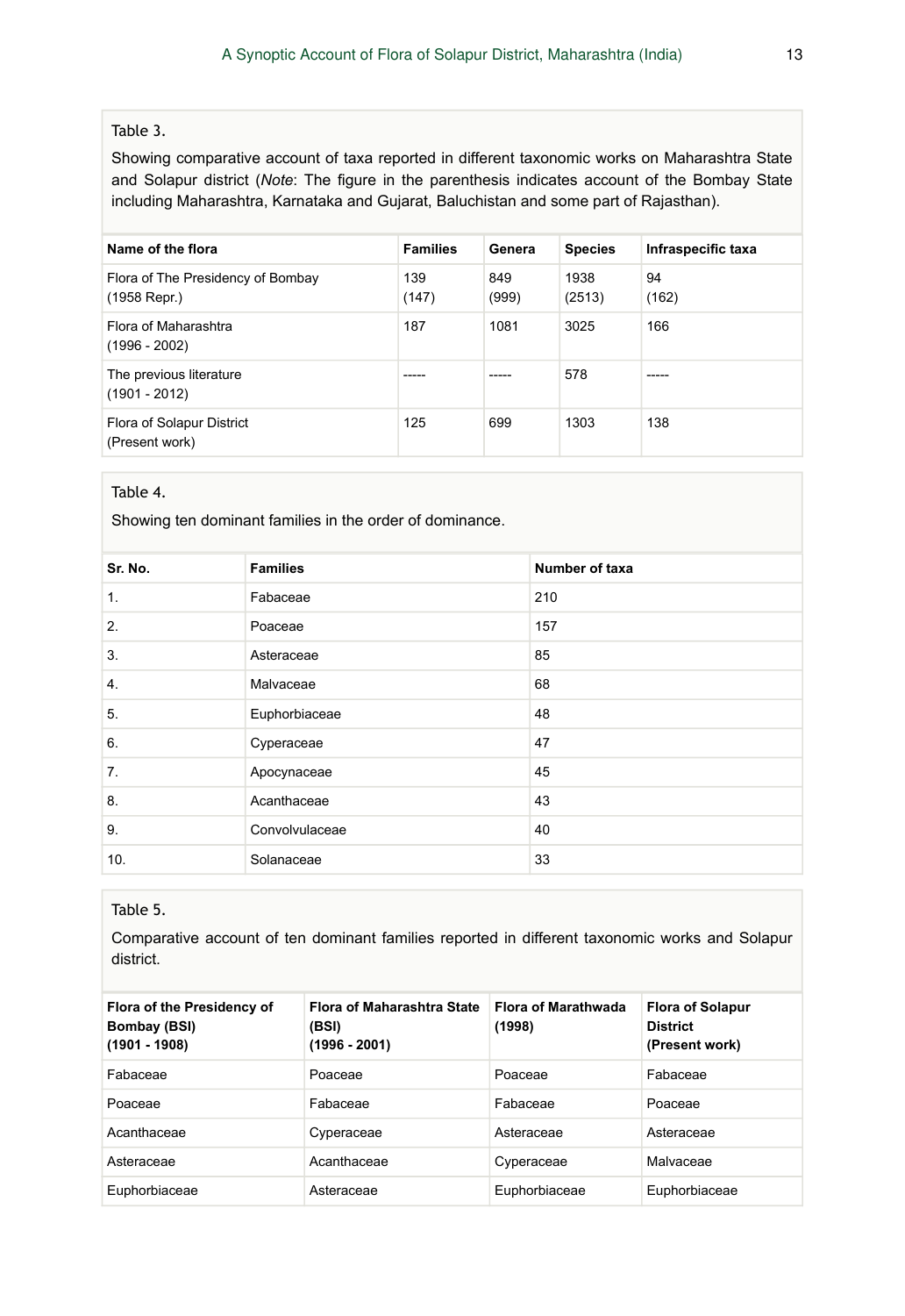Table 3.

Showing comparative account of taxa reported in different taxonomic works on Maharashtra State and Solapur district (*Note*: The figure in the parenthesis indicates account of the Bombay State including Maharashtra, Karnataka and Gujarat, Baluchistan and some part of Rajasthan).

| Name of the flora | Families | Genera | Species | Infraspecific taxa |
|---|---|---|---|---|
| Flora of The Presidency of Bombay (1958 Repr.) | 139 (147) | 849 (999) | 1938 (2513) | 94 (162) |
| Flora of Maharashtra (1996 - 2002) | 187 | 1081 | 3025 | 166 |
| The previous literature (1901 - 2012) | ----- | ----- | 578 | ----- |
| Flora of Solapur District (Present work) | 125 | 699 | 1303 | 138 |

Table 4.

Showing ten dominant families in the order of dominance.

| Sr. No. | Families | Number of taxa |
|---|---|---|
| 1. | Fabaceae | 210 |
| 2. | Poaceae | 157 |
| 3. | Asteraceae | 85 |
| 4. | Malvaceae | 68 |
| 5. | Euphorbiaceae | 48 |
| 6. | Cyperaceae | 47 |
| 7. | Apocynaceae | 45 |
| 8. | Acanthaceae | 43 |
| 9. | Convolvulaceae | 40 |
| 10. | Solanaceae | 33 |

Table 5.

Comparative account of ten dominant families reported in different taxonomic works and Solapur district.

| Flora of the Presidency of Bombay (BSI) (1901 - 1908) | Flora of Maharashtra State (BSI) (1996 - 2001) | Flora of Marathwada (1998) | Flora of Solapur District (Present work) |
|---|---|---|---|
| Fabaceae | Poaceae | Poaceae | Fabaceae |
| Poaceae | Fabaceae | Fabaceae | Poaceae |
| Acanthaceae | Cyperaceae | Asteraceae | Asteraceae |
| Asteraceae | Acanthaceae | Cyperaceae | Malvaceae |
| Euphorbiaceae | Asteraceae | Euphorbiaceae | Euphorbiaceae |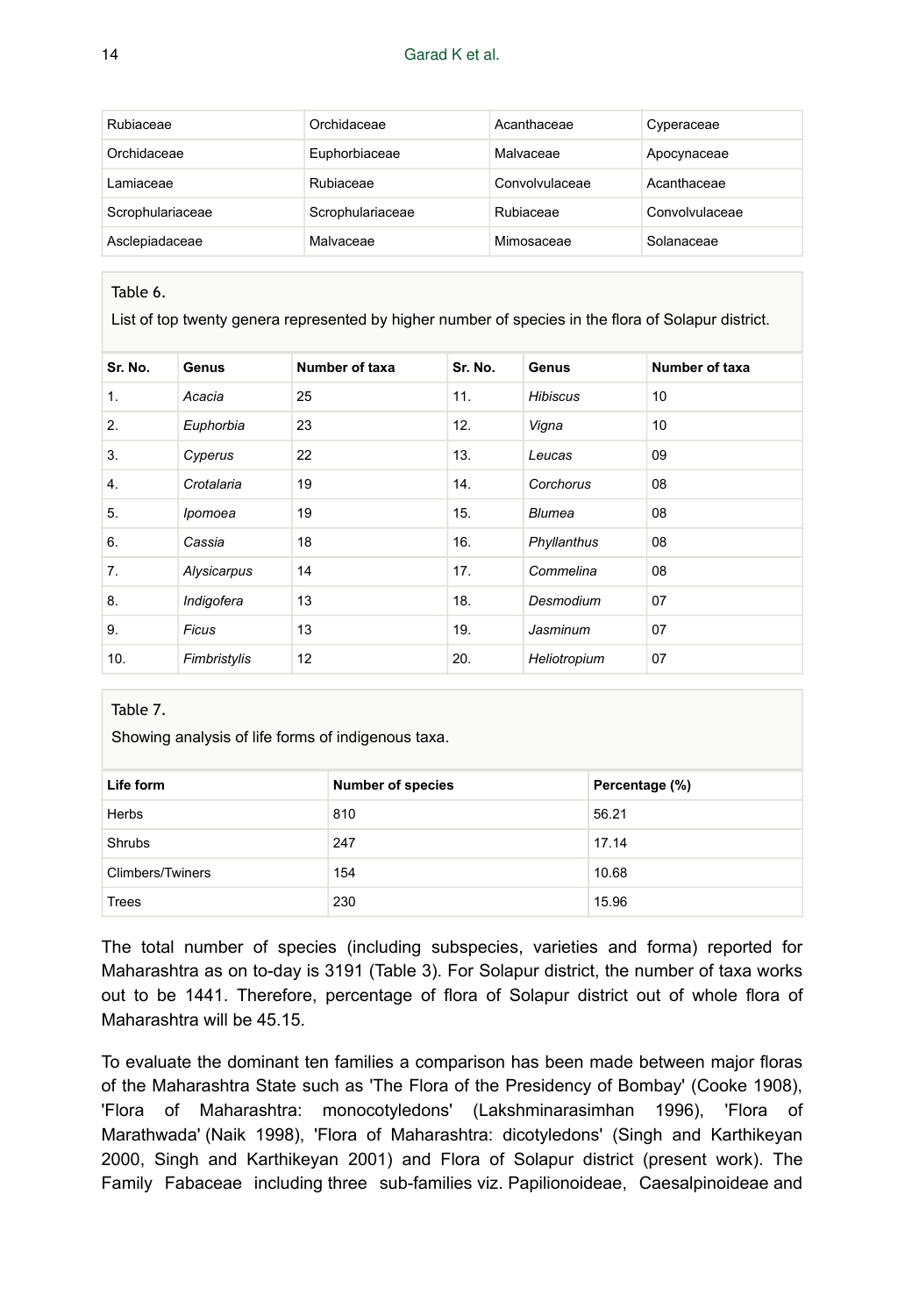| Rubiaceae | Orchidaceae | Acanthaceae | Cyperaceae |
|---|---|---|---|
| Orchidaceae | Euphorbiaceae | Malvaceae | Apocynaceae |
| Lamiaceae | Rubiaceae | Convolvulaceae | Acanthaceae |
| Scrophulariaceae | Scrophulariaceae | Rubiaceae | Convolvulaceae |
| Asclepiadaceae | Malvaceae | Mimosaceae | Solanaceae |

Table 6.

List of top twenty genera represented by higher number of species in the flora of Solapur district.

| Sr. No. | Genus | Number of taxa | Sr. No. | Genus | Number of taxa |
|---|---|---|---|---|---|
| 1. | *Acacia* | 25 | 11. | *Hibiscus* | 10 |
| 2. | *Euphorbia* | 23 | 12. | *Vigna* | 10 |
| 3. | *Cyperus* | 22 | 13. | *Leucas* | 09 |
| 4. | *Crotalaria* | 19 | 14. | *Corchorus* | 08 |
| 5. | *Ipomoea* | 19 | 15. | *Blumea* | 08 |
| 6. | *Cassia* | 18 | 16. | *Phyllanthus* | 08 |
| 7. | *Alysicarpus* | 14 | 17. | *Commelina* | 08 |
| 8. | *Indigofera* | 13 | 18. | *Desmodium* | 07 |
| 9. | *Ficus* | 13 | 19. | *Jasminum* | 07 |
| 10. | *Fimbristylis* | 12 | 20. | *Heliotropium* | 07 |

Table 7.

Showing analysis of life forms of indigenous taxa.

| Life form | Number of species | Percentage (%) |
|---|---|---|
| Herbs | 810 | 56.21 |
| Shrubs | 247 | 17.14 |
| Climbers/Twiners | 154 | 10.68 |
| Trees | 230 | 15.96 |

The total number of species (including subspecies, varieties and forma) reported for Maharashtra as on to-day is 3191 (Table 3). For Solapur district, the number of taxa works out to be 1441. Therefore, percentage of flora of Solapur district out of whole flora of Maharashtra will be 45.15.

To evaluate the dominant ten families a comparison has been made between major floras of the Maharashtra State such as 'The Flora of the Presidency of Bombay' (Cooke 1908), 'Flora of Maharashtra: monocotyledons' (Lakshminarasimhan 1996), 'Flora of Marathwada' (Naik 1998), 'Flora of Maharashtra: dicotyledons' (Singh and Karthikeyan 2000, Singh and Karthikeyan 2001) and Flora of Solapur district (present work). The Family Fabaceae including three sub-families viz. Papilionoideae, Caesalpinoideae and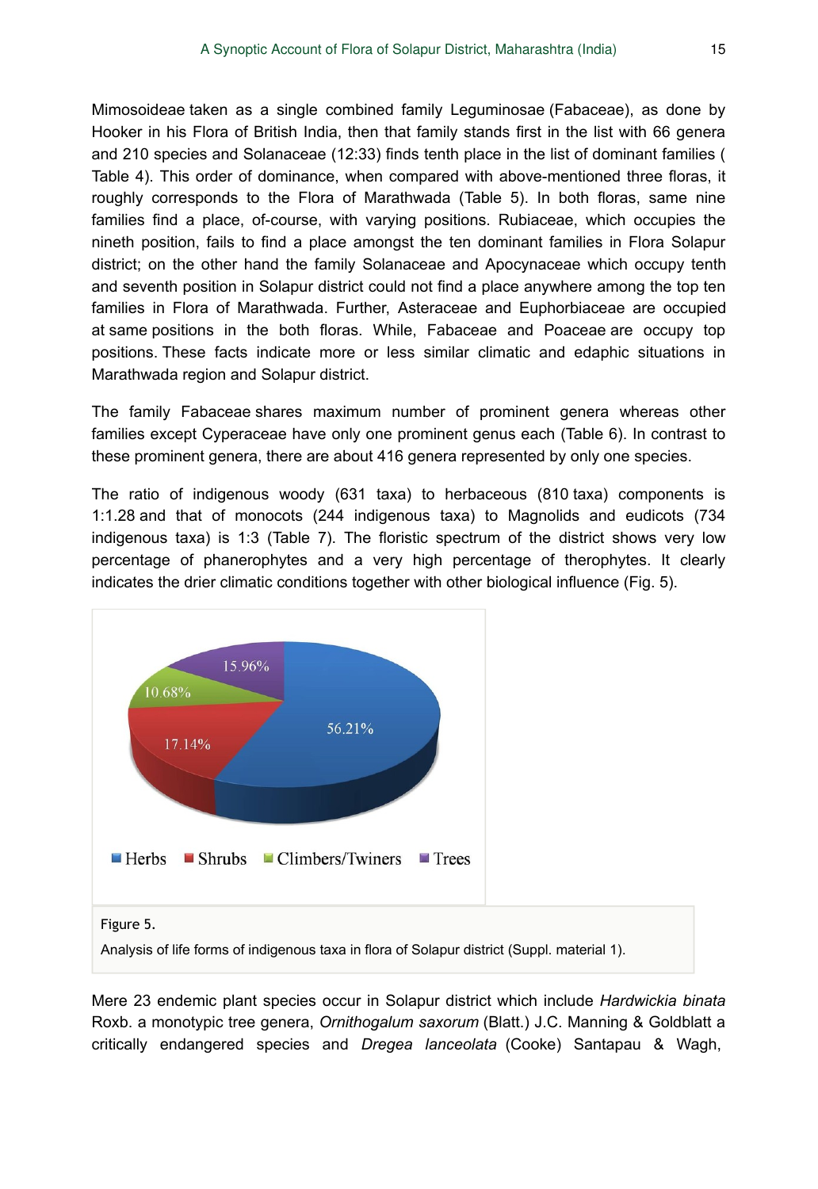Mimosoideae taken as a single combined family Leguminosae (Fabaceae), as done by Hooker in his Flora of British India, then that family stands first in the list with 66 genera and 210 species and Solanaceae (12:33) finds tenth place in the list of dominant families ( Table 4). This order of dominance, when compared with above-mentioned three floras, it roughly corresponds to the Flora of Marathwada (Table 5). In both floras, same nine families find a place, of-course, with varying positions. Rubiaceae, which occupies the nineth position, fails to find a place amongst the ten dominant families in Flora Solapur district; on the other hand the family Solanaceae and Apocynaceae which occupy tenth and seventh position in Solapur district could not find a place anywhere among the top ten families in Flora of Marathwada. Further, Asteraceae and Euphorbiaceae are occupied at same positions in the both floras. While, Fabaceae and Poaceae are occupy top positions. These facts indicate more or less similar climatic and edaphic situations in Marathwada region and Solapur district.

The family Fabaceae shares maximum number of prominent genera whereas other families except Cyperaceae have only one prominent genus each (Table 6). In contrast to these prominent genera, there are about 416 genera represented by only one species.

The ratio of indigenous woody (631 taxa) to herbaceous (810 taxa) components is 1:1.28 and that of monocots (244 indigenous taxa) to Magnolids and eudicots (734 indigenous taxa) is 1:3 (Table 7). The floristic spectrum of the district shows very low percentage of phanerophytes and a very high percentage of therophytes. It clearly indicates the drier climatic conditions together with other biological influence (Fig. 5).

Figure 5.

Analysis of life forms of indigenous taxa in flora of Solapur district (Suppl. material 1).

Mere 23 endemic plant species occur in Solapur district which include *Hardwickia binata* Roxb. a monotypic tree genera, *Ornithogalum saxorum* (Blatt.) J.C. Manning & Goldblatt a critically endangered species and *Dregea lanceolata* (Cooke) Santapau & Wagh,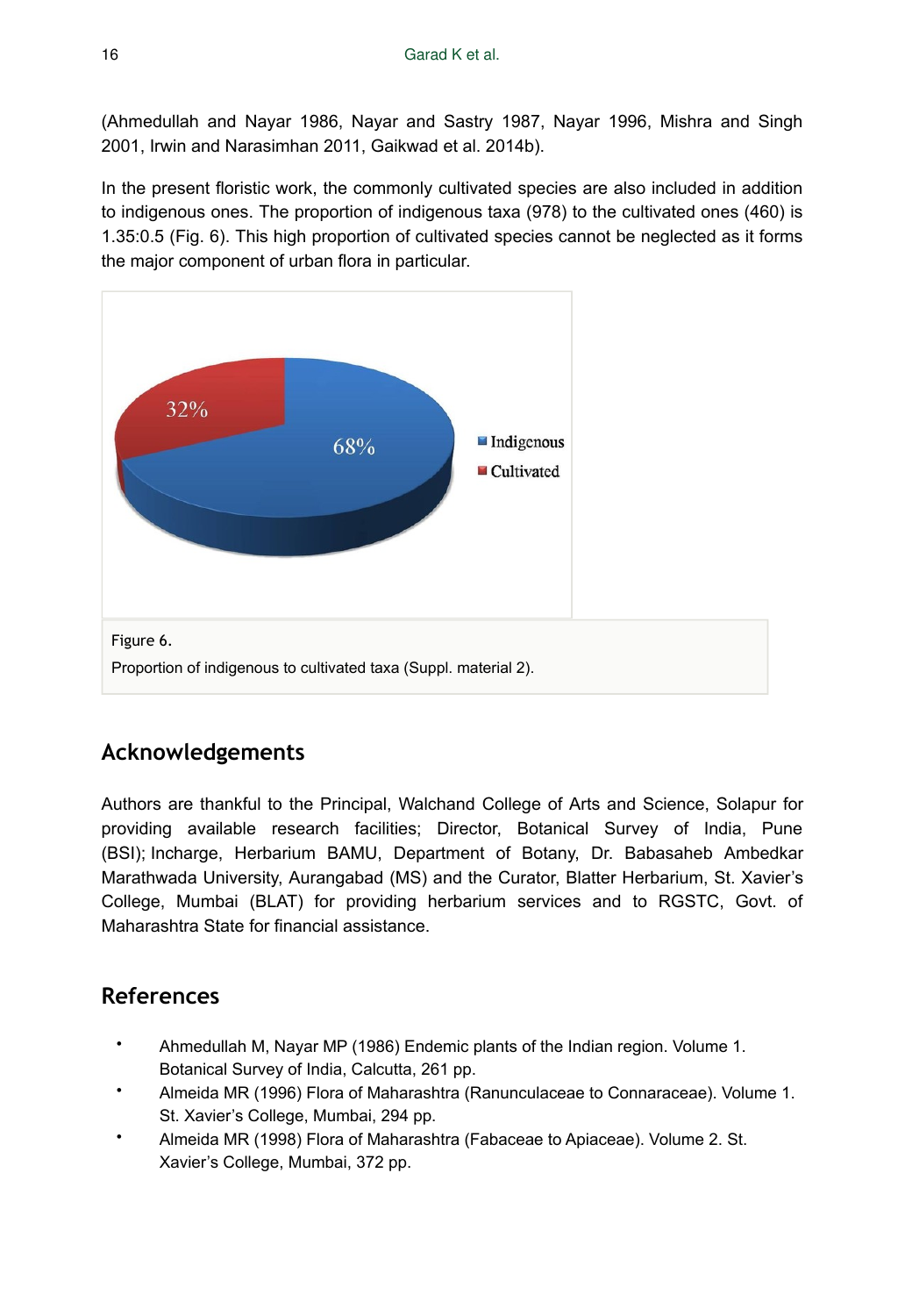(Ahmedullah and Nayar 1986, Nayar and Sastry 1987, Nayar 1996, Mishra and Singh 2001, Irwin and Narasimhan 2011, Gaikwad et al. 2014b).

In the present floristic work, the commonly cultivated species are also included in addition to indigenous ones. The proportion of indigenous taxa (978) to the cultivated ones (460) is 1.35:0.5 (Fig. 6). This high proportion of cultivated species cannot be neglected as it forms the major component of urban flora in particular.

Figure 6.

Proportion of indigenous to cultivated taxa (Suppl. material 2).

## Acknowledgements

Authors are thankful to the Principal, Walchand College of Arts and Science, Solapur for providing available research facilities; Director, Botanical Survey of India, Pune (BSI); Incharge, Herbarium BAMU, Department of Botany, Dr. Babasaheb Ambedkar Marathwada University, Aurangabad (MS) and the Curator, Blatter Herbarium, St. Xavier's College, Mumbai (BLAT) for providing herbarium services and to RGSTC, Govt. of Maharashtra State for financial assistance.

## References

- Ahmedullah M, Nayar MP (1986) Endemic plants of the Indian region. Volume 1. Botanical Survey of India, Calcutta, 261 pp.
- Almeida MR (1996) Flora of Maharashtra (Ranunculaceae to Connaraceae). Volume 1. St. Xavier's College, Mumbai, 294 pp.
- Almeida MR (1998) Flora of Maharashtra (Fabaceae to Apiaceae). Volume 2. St. Xavier's College, Mumbai, 372 pp.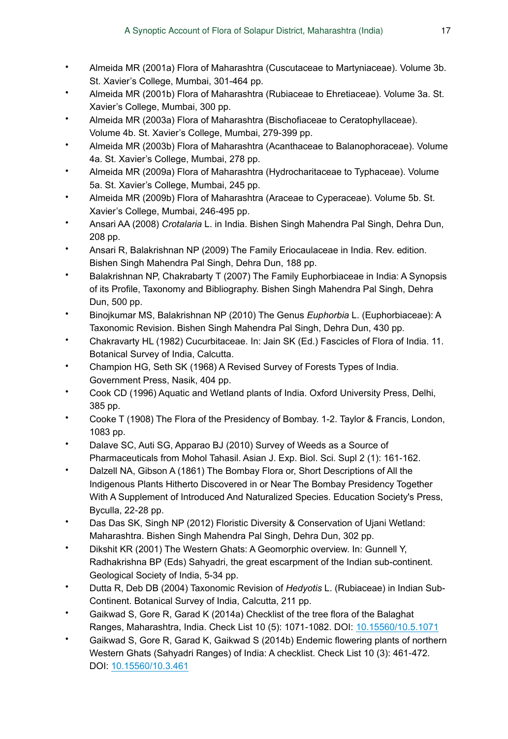- Almeida MR (2001a) Flora of Maharashtra (Cuscutaceae to Martyniaceae). Volume 3b. St. Xavier's College, Mumbai, 301-464 pp.
- Almeida MR (2001b) Flora of Maharashtra (Rubiaceae to Ehretiaceae). Volume 3a. St. Xavier's College, Mumbai, 300 pp.
- Almeida MR (2003a) Flora of Maharashtra (Bischofiaceae to Ceratophyllaceae). Volume 4b. St. Xavier's College, Mumbai, 279-399 pp.
- Almeida MR (2003b) Flora of Maharashtra (Acanthaceae to Balanophoraceae). Volume 4a. St. Xavier's College, Mumbai, 278 pp.
- Almeida MR (2009a) Flora of Maharashtra (Hydrocharitaceae to Typhaceae). Volume 5a. St. Xavier's College, Mumbai, 245 pp.
- Almeida MR (2009b) Flora of Maharashtra (Araceae to Cyperaceae). Volume 5b. St. Xavier's College, Mumbai, 246-495 pp.
- Ansari AA (2008) *Crotalaria* L. in India. Bishen Singh Mahendra Pal Singh, Dehra Dun, 208 pp.
- Ansari R, Balakrishnan NP (2009) The Family Eriocaulaceae in India. Rev. edition. Bishen Singh Mahendra Pal Singh, Dehra Dun, 188 pp.
- Balakrishnan NP, Chakrabarty T (2007) The Family Euphorbiaceae in India: A Synopsis of its Profile, Taxonomy and Bibliography. Bishen Singh Mahendra Pal Singh, Dehra Dun, 500 pp.
- Binojkumar MS, Balakrishnan NP (2010) The Genus *Euphorbia* L. (Euphorbiaceae): A Taxonomic Revision. Bishen Singh Mahendra Pal Singh, Dehra Dun, 430 pp.
- Chakravarty HL (1982) Cucurbitaceae. In: Jain SK (Ed.) Fascicles of Flora of India. 11. Botanical Survey of India, Calcutta.
- Champion HG, Seth SK (1968) A Revised Survey of Forests Types of India. Government Press, Nasik, 404 pp.
- Cook CD (1996) Aquatic and Wetland plants of India. Oxford University Press, Delhi, 385 pp.
- Cooke T (1908) The Flora of the Presidency of Bombay. 1-2. Taylor & Francis, London, 1083 pp.
- Dalave SC, Auti SG, Apparao BJ (2010) Survey of Weeds as a Source of Pharmaceuticals from Mohol Tahasil. Asian J. Exp. Biol. Sci. Supl 2 (1): 161-162.
- Dalzell NA, Gibson A (1861) The Bombay Flora or, Short Descriptions of All the Indigenous Plants Hitherto Discovered in or Near The Bombay Presidency Together With A Supplement of Introduced And Naturalized Species. Education Society's Press, Byculla, 22-28 pp.
- Das Das SK, Singh NP (2012) Floristic Diversity & Conservation of Ujani Wetland: Maharashtra. Bishen Singh Mahendra Pal Singh, Dehra Dun, 302 pp.
- Dikshit KR (2001) The Western Ghats: A Geomorphic overview. In: Gunnell Y, Radhakrishna BP (Eds) Sahyadri, the great escarpment of the Indian sub-continent. Geological Society of India, 5-34 pp.
- Dutta R, Deb DB (2004) Taxonomic Revision of *Hedyotis* L. (Rubiaceae) in Indian Sub-Continent. Botanical Survey of India, Calcutta, 211 pp.
- Gaikwad S, Gore R, Garad K (2014a) Checklist of the tree flora of the Balaghat Ranges, Maharashtra, India. Check List 10 (5): 1071-1082. DOI: 10.15560/10.5.1071
- Gaikwad S, Gore R, Garad K, Gaikwad S (2014b) Endemic flowering plants of northern Western Ghats (Sahyadri Ranges) of India: A checklist. Check List 10 (3): 461-472. DOI: 10.15560/10.3.461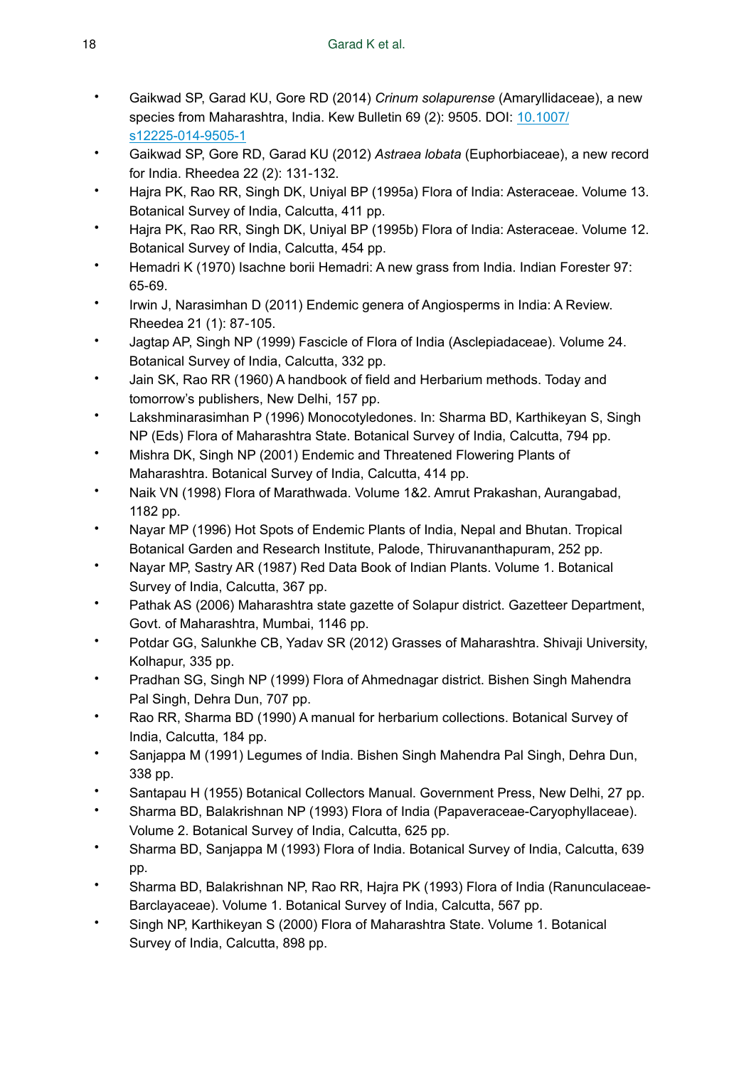- Gaikwad SP, Garad KU, Gore RD (2014) *Crinum solapurense* (Amaryllidaceae), a new species from Maharashtra, India. Kew Bulletin 69 (2): 9505. DOI: [10.1007/s12225-014-9505-1](https://doi.org/10.1007/s12225-014-9505-1)
- Gaikwad SP, Gore RD, Garad KU (2012) *Astraea lobata* (Euphorbiaceae), a new record for India. Rheedea 22 (2): 131-132.
- Hajra PK, Rao RR, Singh DK, Uniyal BP (1995a) Flora of India: Asteraceae. Volume 13. Botanical Survey of India, Calcutta, 411 pp.
- Hajra PK, Rao RR, Singh DK, Uniyal BP (1995b) Flora of India: Asteraceae. Volume 12. Botanical Survey of India, Calcutta, 454 pp.
- Hemadri K (1970) Isachne borii Hemadri: A new grass from India. Indian Forester 97: 65-69.
- Irwin J, Narasimhan D (2011) Endemic genera of Angiosperms in India: A Review. Rheedea 21 (1): 87-105.
- Jagtap AP, Singh NP (1999) Fascicle of Flora of India (Asclepiadaceae). Volume 24. Botanical Survey of India, Calcutta, 332 pp.
- Jain SK, Rao RR (1960) A handbook of field and Herbarium methods. Today and tomorrow's publishers, New Delhi, 157 pp.
- Lakshminarasimhan P (1996) Monocotyledones. In: Sharma BD, Karthikeyan S, Singh NP (Eds) Flora of Maharashtra State. Botanical Survey of India, Calcutta, 794 pp.
- Mishra DK, Singh NP (2001) Endemic and Threatened Flowering Plants of Maharashtra. Botanical Survey of India, Calcutta, 414 pp.
- Naik VN (1998) Flora of Marathwada. Volume 1&2. Amrut Prakashan, Aurangabad, 1182 pp.
- Nayar MP (1996) Hot Spots of Endemic Plants of India, Nepal and Bhutan. Tropical Botanical Garden and Research Institute, Palode, Thiruvananthapuram, 252 pp.
- Nayar MP, Sastry AR (1987) Red Data Book of Indian Plants. Volume 1. Botanical Survey of India, Calcutta, 367 pp.
- Pathak AS (2006) Maharashtra state gazette of Solapur district. Gazetteer Department, Govt. of Maharashtra, Mumbai, 1146 pp.
- Potdar GG, Salunkhe CB, Yadav SR (2012) Grasses of Maharashtra. Shivaji University, Kolhapur, 335 pp.
- Pradhan SG, Singh NP (1999) Flora of Ahmednagar district. Bishen Singh Mahendra Pal Singh, Dehra Dun, 707 pp.
- Rao RR, Sharma BD (1990) A manual for herbarium collections. Botanical Survey of India, Calcutta, 184 pp.
- Sanjappa M (1991) Legumes of India. Bishen Singh Mahendra Pal Singh, Dehra Dun, 338 pp.
- Santapau H (1955) Botanical Collectors Manual. Government Press, New Delhi, 27 pp.
- Sharma BD, Balakrishnan NP (1993) Flora of India (Papaveraceae-Caryophyllaceae). Volume 2. Botanical Survey of India, Calcutta, 625 pp.
- Sharma BD, Sanjappa M (1993) Flora of India. Botanical Survey of India, Calcutta, 639 pp.
- Sharma BD, Balakrishnan NP, Rao RR, Hajra PK (1993) Flora of India (Ranunculaceae-Barclayaceae). Volume 1. Botanical Survey of India, Calcutta, 567 pp.
- Singh NP, Karthikeyan S (2000) Flora of Maharashtra State. Volume 1. Botanical Survey of India, Calcutta, 898 pp.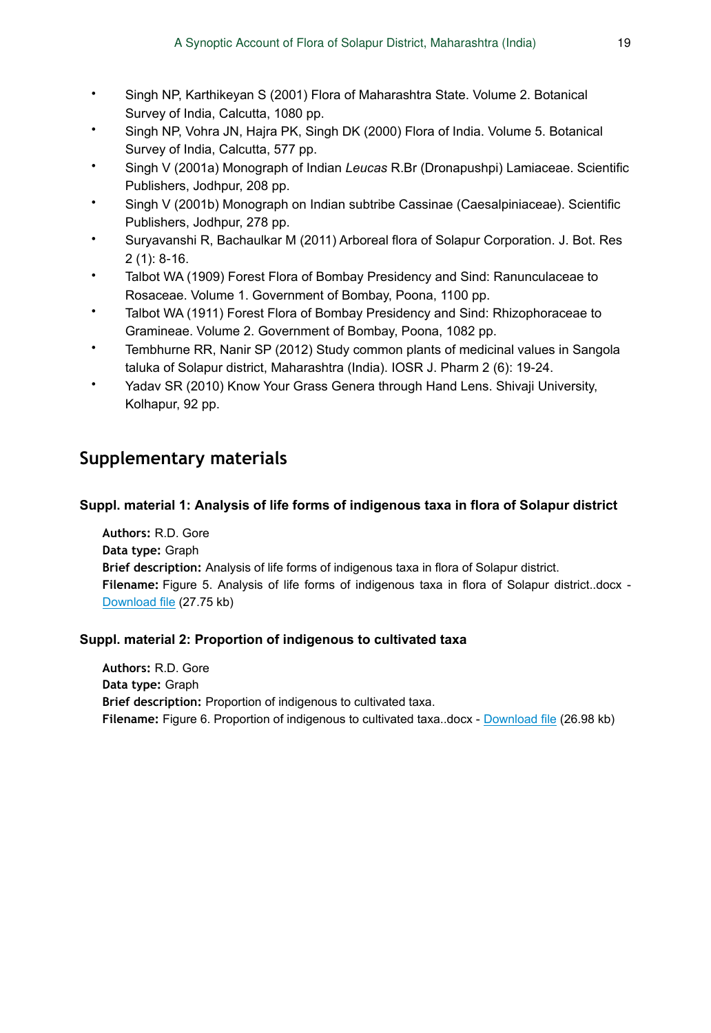- Singh NP, Karthikeyan S (2001) Flora of Maharashtra State. Volume 2. Botanical Survey of India, Calcutta, 1080 pp.
- Singh NP, Vohra JN, Hajra PK, Singh DK (2000) Flora of India. Volume 5. Botanical Survey of India, Calcutta, 577 pp.
- Singh V (2001a) Monograph of Indian *Leucas* R.Br (Dronapushpi) Lamiaceae. Scientific Publishers, Jodhpur, 208 pp.
- Singh V (2001b) Monograph on Indian subtribe Cassinae (Caesalpiniaceae). Scientific Publishers, Jodhpur, 278 pp.
- Suryavanshi R, Bachaulkar M (2011) Arboreal flora of Solapur Corporation. J. Bot. Res 2 (1): 8-16.
- Talbot WA (1909) Forest Flora of Bombay Presidency and Sind: Ranunculaceae to Rosaceae. Volume 1. Government of Bombay, Poona, 1100 pp.
- Talbot WA (1911) Forest Flora of Bombay Presidency and Sind: Rhizophoraceae to Gramineae. Volume 2. Government of Bombay, Poona, 1082 pp.
- Tembhurne RR, Nanir SP (2012) Study common plants of medicinal values in Sangola taluka of Solapur district, Maharashtra (India). IOSR J. Pharm 2 (6): 19-24.
- Yadav SR (2010) Know Your Grass Genera through Hand Lens. Shivaji University, Kolhapur, 92 pp.

## Supplementary materials

### Suppl. material 1: Analysis of life forms of indigenous taxa in flora of Solapur district

**Authors:** R.D. Gore
**Data type:** Graph
**Brief description:** Analysis of life forms of indigenous taxa in flora of Solapur district.
**Filename:** Figure 5. Analysis of life forms of indigenous taxa in flora of Solapur district..docx - Download file (27.75 kb)

### Suppl. material 2: Proportion of indigenous to cultivated taxa

**Authors:** R.D. Gore
**Data type:** Graph
**Brief description:** Proportion of indigenous to cultivated taxa.
**Filename:** Figure 6. Proportion of indigenous to cultivated taxa..docx - Download file (26.98 kb)